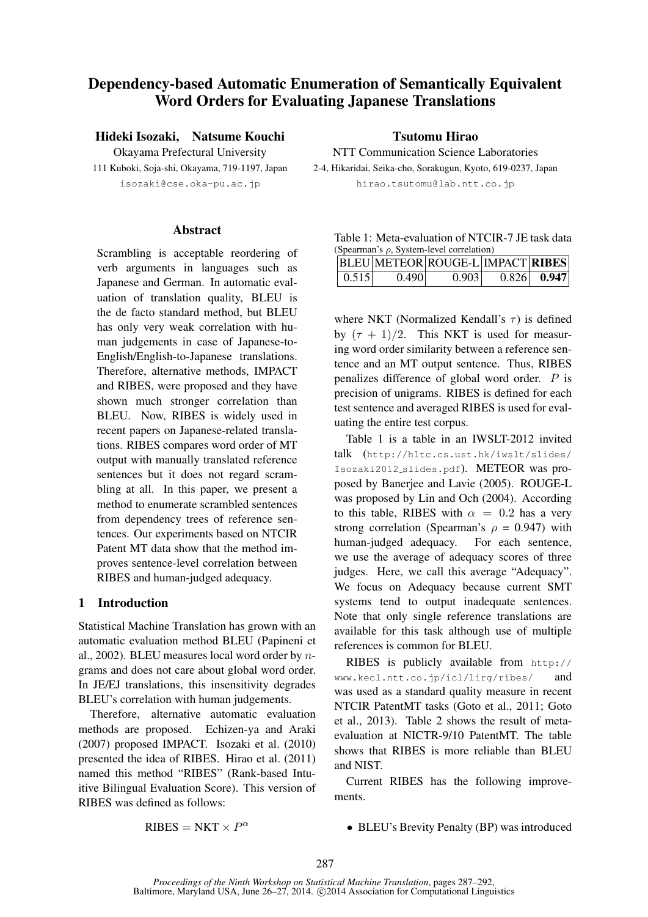# Dependency-based Automatic Enumeration of Semantically Equivalent Word Orders for Evaluating Japanese Translations

**Hideki Isozaki, Natsume Kouchi**
Okayama Prefectural University
111 Kuboki, Soja-shi, Okayama, 719-1197, Japan
isozaki@cse.oka-pu.ac.jp

**Tsutomu Hirao**
NTT Communication Science Laboratories
2-4, Hikaridai, Seika-cho, Sorakugun, Kyoto, 619-0237, Japan
hirao.tsutomu@lab.ntt.co.jp

## Abstract

Scrambling is acceptable reordering of verb arguments in languages such as Japanese and German. In automatic evaluation of translation quality, BLEU is the de facto standard method, but BLEU has only very weak correlation with human judgements in case of Japanese-to-English/English-to-Japanese translations. Therefore, alternative methods, IMPACT and RIBES, were proposed and they have shown much stronger correlation than BLEU. Now, RIBES is widely used in recent papers on Japanese-related translations. RIBES compares word order of MT output with manually translated reference sentences but it does not regard scrambling at all. In this paper, we present a method to enumerate scrambled sentences from dependency trees of reference sentences. Our experiments based on NTCIR Patent MT data show that the method improves sentence-level correlation between RIBES and human-judged adequacy.

## 1 Introduction

Statistical Machine Translation has grown with an automatic evaluation method BLEU (Papineni et al., 2002). BLEU measures local word order by $n$-grams and does not care about global word order. In JE/EJ translations, this insensitivity degrades BLEU's correlation with human judgements.

Therefore, alternative automatic evaluation methods are proposed. Echizen-ya and Araki (2007) proposed IMPACT. Isozaki et al. (2010) presented the idea of RIBES. Hirao et al. (2011) named this method "RIBES" (Rank-based Intuitive Bilingual Evaluation Score). This version of RIBES was defined as follows:

$$\text{RIBES} = \text{NKT} \times P^{\alpha}$$

Table 1: Meta-evaluation of NTCIR-7 JE task data (Spearman's $\rho$, System-level correlation)

| BLEU | METEOR | ROUGE-L | IMPACT | **RIBES** |
|---|---|---|---|---|
| 0.515 | 0.490 | 0.903 | 0.826 | **0.947** |

where NKT (Normalized Kendall's $\tau$) is defined by $(\tau + 1)/2$. This NKT is used for measuring word order similarity between a reference sentence and an MT output sentence. Thus, RIBES penalizes difference of global word order. $P$ is precision of unigrams. RIBES is defined for each test sentence and averaged RIBES is used for evaluating the entire test corpus.

Table 1 is a table in an IWSLT-2012 invited talk (http://hltc.cs.ust.hk/iwslt/slides/Isozaki2012_slides.pdf). METEOR was proposed by Banerjee and Lavie (2005). ROUGE-L was proposed by Lin and Och (2004). According to this table, RIBES with $\alpha = 0.2$ has a very strong correlation (Spearman's $\rho$ = 0.947) with human-judged adequacy. For each sentence, we use the average of adequacy scores of three judges. Here, we call this average "Adequacy". We focus on Adequacy because current SMT systems tend to output inadequate sentences. Note that only single reference translations are available for this task although use of multiple references is common for BLEU.

RIBES is publicly available from http://www.kecl.ntt.co.jp/icl/lirg/ribes/ and was used as a standard quality measure in recent NTCIR PatentMT tasks (Goto et al., 2011; Goto et al., 2013). Table 2 shows the result of meta-evaluation at NICTR-9/10 PatentMT. The table shows that RIBES is more reliable than BLEU and NIST.

Current RIBES has the following improvements.

- BLEU's Brevity Penalty (BP) was introduced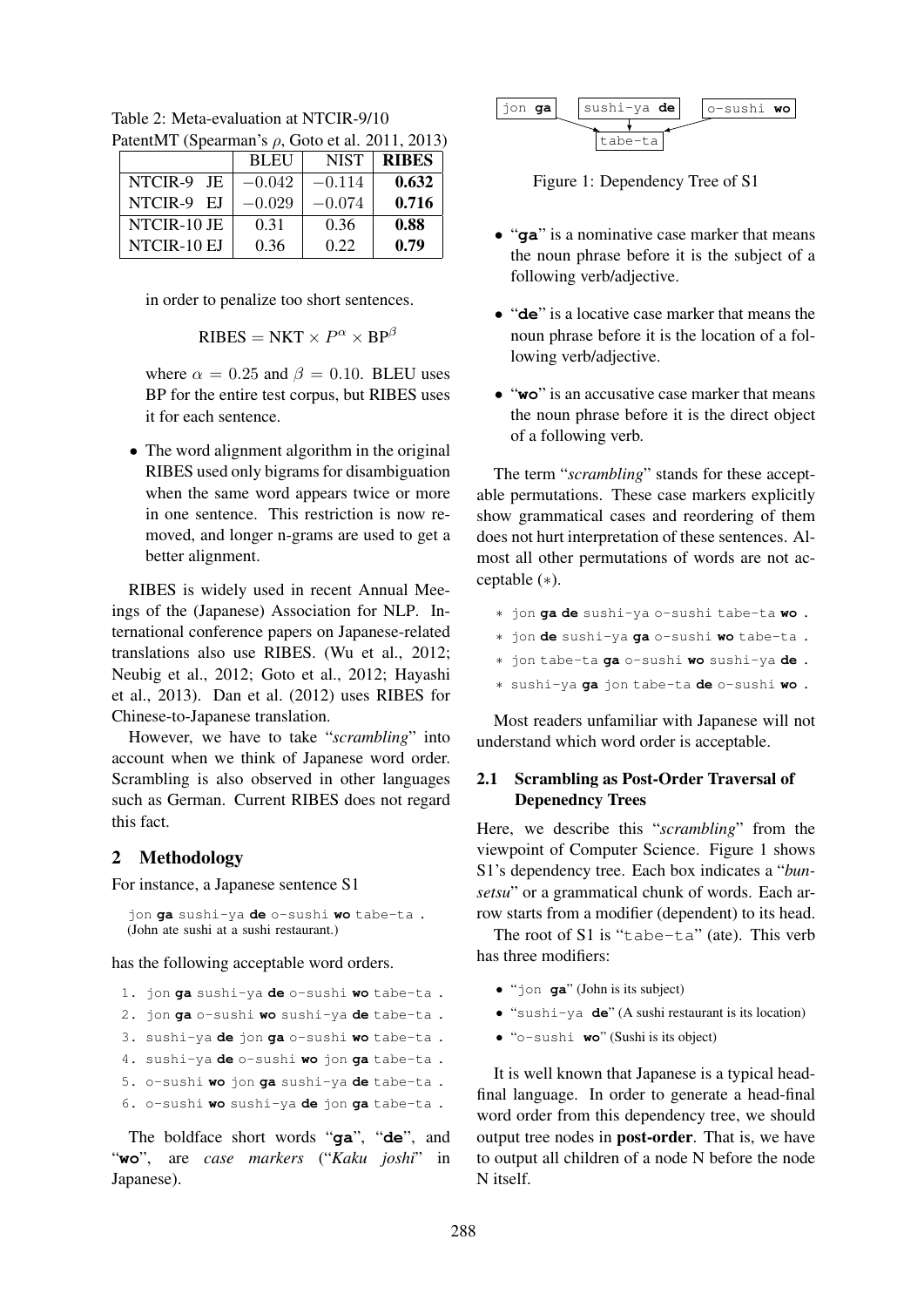Table 2: Meta-evaluation at NTCIR-9/10 PatentMT (Spearman's $\rho$, Goto et al. 2011, 2013)

| | BLEU | NIST | **RIBES** |
|---|---|---|---|
| NTCIR-9 JE | $-0.042$ | $-0.114$ | **0.632** |
| NTCIR-9 EJ | $-0.029$ | $-0.074$ | **0.716** |
| NTCIR-10 JE | 0.31 | 0.36 | **0.88** |
| NTCIR-10 EJ | 0.36 | 0.22 | **0.79** |

in order to penalize too short sentences.

$$\text{RIBES} = \text{NKT} \times P^{\alpha} \times \text{BP}^{\beta}$$

where $\alpha = 0.25$ and $\beta = 0.10$. BLEU uses BP for the entire test corpus, but RIBES uses it for each sentence.

- The word alignment algorithm in the original RIBES used only bigrams for disambiguation when the same word appears twice or more in one sentence. This restriction is now removed, and longer n-grams are used to get a better alignment.

RIBES is widely used in recent Annual Meeings of the (Japanese) Association for NLP. International conference papers on Japanese-related translations also use RIBES. (Wu et al., 2012; Neubig et al., 2012; Goto et al., 2012; Hayashi et al., 2013). Dan et al. (2012) uses RIBES for Chinese-to-Japanese translation.

However, we have to take "*scrambling*" into account when we think of Japanese word order. Scrambling is also observed in other languages such as German. Current RIBES does not regard this fact.

## 2 Methodology

For instance, a Japanese sentence S1

`jon` **`ga`** `sushi-ya` **`de`** `o-sushi` **`wo`** `tabe-ta .`
(John ate sushi at a sushi restaurant.)

has the following acceptable word orders.

1. `jon` **`ga`** `sushi-ya` **`de`** `o-sushi` **`wo`** `tabe-ta .`
2. `jon` **`ga`** `o-sushi` **`wo`** `sushi-ya` **`de`** `tabe-ta .`
3. `sushi-ya` **`de`** `jon` **`ga`** `o-sushi` **`wo`** `tabe-ta .`
4. `sushi-ya` **`de`** `o-sushi` **`wo`** `jon` **`ga`** `tabe-ta .`
5. `o-sushi` **`wo`** `jon` **`ga`** `sushi-ya` **`de`** `tabe-ta .`
6. `o-sushi` **`wo`** `sushi-ya` **`de`** `jon` **`ga`** `tabe-ta .`

The boldface short words "**ga**", "**de**", and "**wo**", are *case markers* ("*Kaku joshi*" in Japanese).

```
jon ga      sushi-ya de      o-sushi wo
      \          |           /
            tabe-ta
```

Figure 1: Dependency Tree of S1

- "**ga**" is a nominative case marker that means the noun phrase before it is the subject of a following verb/adjective.
- "**de**" is a locative case marker that means the noun phrase before it is the location of a following verb/adjective.
- "**wo**" is an accusative case marker that means the noun phrase before it is the direct object of a following verb.

The term "*scrambling*" stands for these acceptable permutations. These case markers explicitly show grammatical cases and reordering of them does not hurt interpretation of these sentences. Almost all other permutations of words are not acceptable (∗).

∗ `jon` **`ga de`** `sushi-ya o-sushi tabe-ta` **`wo`** `.`
∗ `jon` **`de`** `sushi-ya` **`ga`** `o-sushi` **`wo`** `tabe-ta .`
∗ `jon tabe-ta` **`ga`** `o-sushi` **`wo`** `sushi-ya` **`de`** `.`
∗ `sushi-ya` **`ga`** `jon tabe-ta` **`de`** `o-sushi` **`wo`** `.`

Most readers unfamiliar with Japanese will not understand which word order is acceptable.

### 2.1 Scrambling as Post-Order Traversal of Depenedncy Trees

Here, we describe this "*scrambling*" from the viewpoint of Computer Science. Figure 1 shows S1's dependency tree. Each box indicates a "*bunsetsu*" or a grammatical chunk of words. Each arrow starts from a modifier (dependent) to its head.

The root of S1 is "`tabe-ta`" (ate). This verb has three modifiers:

- "`jon` **`ga`**" (John is its subject)
- "`sushi-ya` **`de`**" (A sushi restaurant is its location)
- "`o-sushi` **`wo`**" (Sushi is its object)

It is well known that Japanese is a typical head-final language. In order to generate a head-final word order from this dependency tree, we should output tree nodes in **post-order**. That is, we have to output all children of a node N before the node N itself.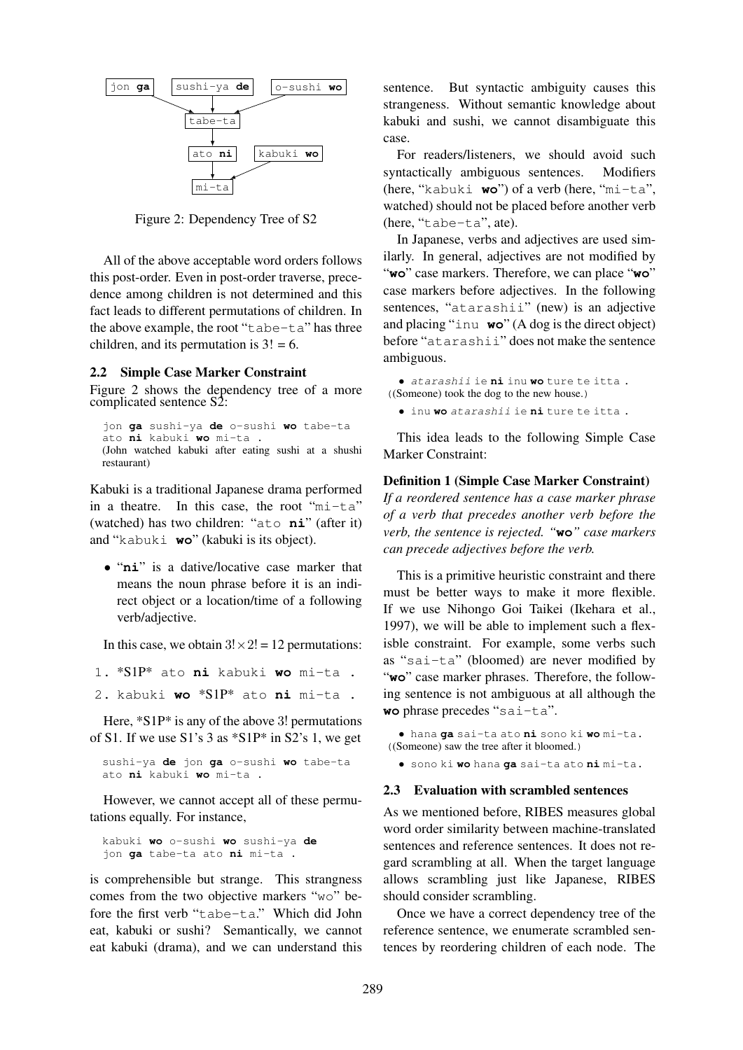```
jon ga    sushi-ya de    o-sushi wo
        \      |        /
          tabe-ta
             |
          ato ni     kabuki wo
             \        /
              mi-ta
```

Figure 2: Dependency Tree of S2

All of the above acceptable word orders follows this post-order. Even in post-order traverse, precedence among children is not determined and this fact leads to different permutations of children. In the above example, the root "tabe-ta" has three children, and its permutation is $3! = 6$.

### 2.2 Simple Case Marker Constraint

Figure 2 shows the dependency tree of a more complicated sentence S2:

jon **ga** sushi-ya **de** o-sushi **wo** tabe-ta ato **ni** kabuki **wo** mi-ta .
(John watched kabuki after eating sushi at a shushi restaurant)

Kabuki is a traditional Japanese drama performed in a theatre. In this case, the root "mi-ta" (watched) has two children: "ato **ni**" (after it) and "kabuki **wo**" (kabuki is its object).

- "**ni**" is a dative/locative case marker that means the noun phrase before it is an indirect object or a location/time of a following verb/adjective.

In this case, we obtain $3! \times 2! = 12$ permutations:

1. \*S1P\* ato **ni** kabuki **wo** mi-ta .
2. kabuki **wo** \*S1P\* ato **ni** mi-ta .

Here, \*S1P\* is any of the above 3! permutations of S1. If we use S1's 3 as \*S1P\* in S2's 1, we get

sushi-ya **de** jon **ga** o-sushi **wo** tabe-ta ato **ni** kabuki **wo** mi-ta .

However, we cannot accept all of these permutations equally. For instance,

kabuki **wo** o-sushi **wo** sushi-ya **de** jon **ga** tabe-ta ato **ni** mi-ta .

is comprehensible but strange. This strangeness comes from the two objective markers "wo" before the first verb "tabe-ta." Which did John eat, kabuki or sushi? Semantically, we cannot eat kabuki (drama), and we can understand this sentence. But syntactic ambiguity causes this strangeness. Without semantic knowledge about kabuki and sushi, we cannot disambiguate this case.

For readers/listeners, we should avoid such syntactically ambiguous sentences. Modifiers (here, "kabuki **wo**") of a verb (here, "mi-ta", watched) should not be placed before another verb (here, "tabe-ta", ate).

In Japanese, verbs and adjectives are used similarly. In general, adjectives are not modified by "**wo**" case markers. Therefore, we can place "**wo**" case markers before adjectives. In the following sentences, "atarashii" (new) is an adjective and placing "inu **wo**" (A dog is the direct object) before "atarashii" does not make the sentence ambiguous.

- *atarashii* ie **ni** inu **wo** ture te itta .

((Someone) took the dog to the new house.)

- inu **wo** *atarashii* ie **ni** ture te itta .

This idea leads to the following Simple Case Marker Constraint:

**Definition 1 (Simple Case Marker Constraint)** *If a reordered sentence has a case marker phrase of a verb that precedes another verb before the verb, the sentence is rejected. "**wo**" case markers can precede adjectives before the verb.*

This is a primitive heuristic constraint and there must be better ways to make it more flexible. If we use Nihongo Goi Taikei (Ikehara et al., 1997), we will be able to implement such a flexible constraint. For example, some verbs such as "sai-ta" (bloomed) are never modified by "**wo**" case marker phrases. Therefore, the following sentence is not ambiguous at all although the **wo** phrase precedes "sai-ta".

- hana **ga** sai-ta ato **ni** sono ki **wo** mi-ta.

((Someone) saw the tree after it bloomed.)

- sono ki **wo** hana **ga** sai-ta ato **ni** mi-ta.

### 2.3 Evaluation with scrambled sentences

As we mentioned before, RIBES measures global word order similarity between machine-translated sentences and reference sentences. It does not regard scrambling at all. When the target language allows scrambling just like Japanese, RIBES should consider scrambling.

Once we have a correct dependency tree of the reference sentence, we enumerate scrambled sentences by reordering children of each node. The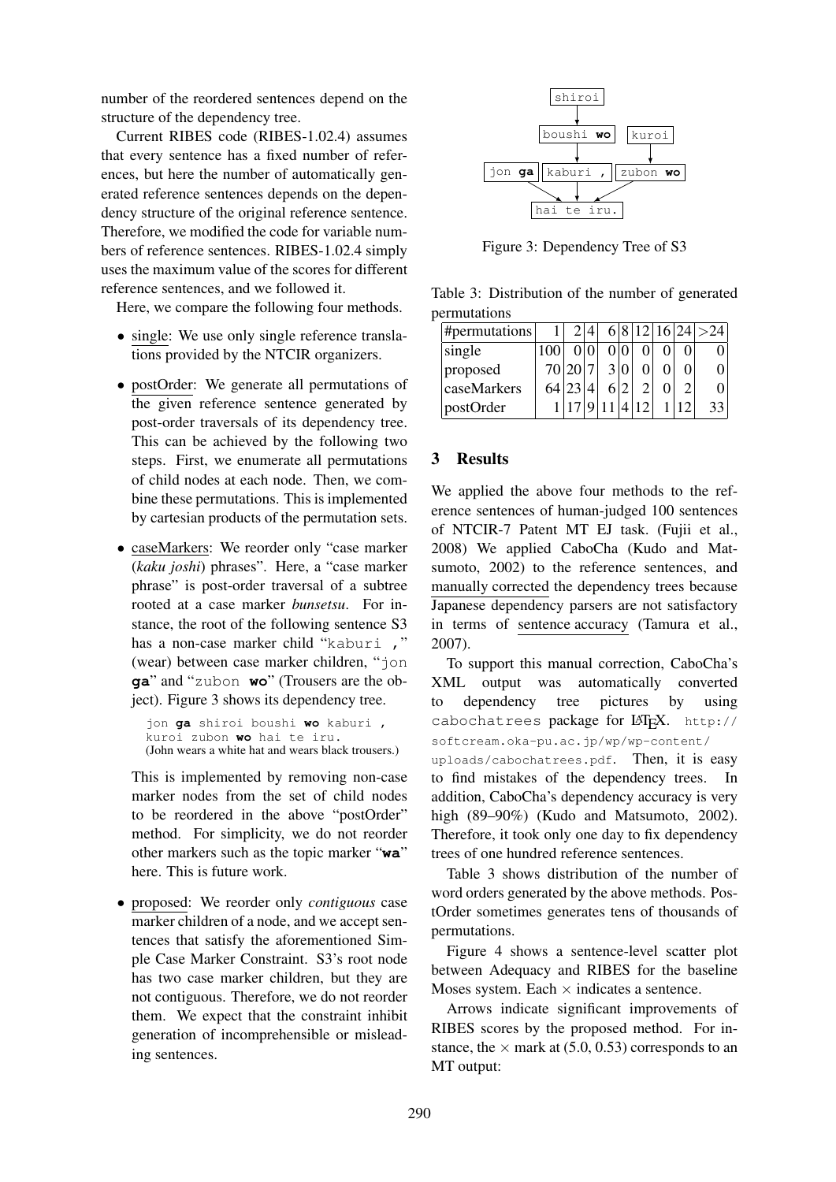number of the reordered sentences depend on the structure of the dependency tree.

Current RIBES code (RIBES-1.02.4) assumes that every sentence has a fixed number of references, but here the number of automatically generated reference sentences depends on the dependency structure of the original reference sentence. Therefore, we modified the code for variable numbers of reference sentences. RIBES-1.02.4 simply uses the maximum value of the scores for different reference sentences, and we followed it.

Here, we compare the following four methods.

- single: We use only single reference translations provided by the NTCIR organizers.
- postOrder: We generate all permutations of the given reference sentence generated by post-order traversals of its dependency tree. This can be achieved by the following two steps. First, we enumerate all permutations of child nodes at each node. Then, we combine these permutations. This is implemented by cartesian products of the permutation sets.
- caseMarkers: We reorder only "case marker (*kaku joshi*) phrases". Here, a "case marker phrase" is post-order traversal of a subtree rooted at a case marker *bunsetsu*. For instance, the root of the following sentence S3 has a non-case marker child "kaburi ," (wear) between case marker children, "jon **ga**" and "zubon **wo**" (Trousers are the object). Figure 3 shows its dependency tree.

  jon **ga** shiroi boushi **wo** kaburi , kuroi zubon **wo** hai te iru.
  (John wears a white hat and wears black trousers.)

  This is implemented by removing non-case marker nodes from the set of child nodes to be reordered in the above "postOrder" method. For simplicity, we do not reorder other markers such as the topic marker "**wa**" here. This is future work.

- proposed: We reorder only *contiguous* case marker children of a node, and we accept sentences that satisfy the aforementioned Simple Case Marker Constraint. S3's root node has two case marker children, but they are not contiguous. Therefore, we do not reorder them. We expect that the constraint inhibit generation of incomprehensible or misleading sentences.

```
              shiroi
                |
            boushi wo     kuroi
                |           |
jon ga      kaburi ,     zubon wo
     \          |          /
          hai te iru.
```

Figure 3: Dependency Tree of S3

Table 3: Distribution of the number of generated permutations

| #permutations | 1 | 2 | 4 | 6 | 8 | 12 | 16 | 24 | >24 |
|---|---|---|---|---|---|---|---|---|---|
| single | 100 | 0 | 0 | 0 | 0 | 0 | 0 | 0 | 0 |
| proposed | 70 | 20 | 7 | 3 | 0 | 0 | 0 | 0 | 0 |
| caseMarkers | 64 | 23 | 4 | 6 | 2 | 2 | 0 | 2 | 0 |
| postOrder | 1 | 17 | 9 | 11 | 4 | 12 | 1 | 12 | 33 |

## 3 Results

We applied the above four methods to the reference sentences of human-judged 100 sentences of NTCIR-7 Patent MT EJ task. (Fujii et al., 2008) We applied CaboCha (Kudo and Matsumoto, 2002) to the reference sentences, and manually corrected the dependency trees because Japanese dependency parsers are not satisfactory in terms of sentence accuracy (Tamura et al., 2007).

To support this manual correction, CaboCha's XML output was automatically converted to dependency tree pictures by using cabochatrees package for LaTeX. http://softcream.oka-pu.ac.jp/wp/wp-content/uploads/cabochatrees.pdf. Then, it is easy to find mistakes of the dependency trees. In addition, CaboCha's dependency accuracy is very high (89–90%) (Kudo and Matsumoto, 2002). Therefore, it took only one day to fix dependency trees of one hundred reference sentences.

Table 3 shows distribution of the number of word orders generated by the above methods. PostOrder sometimes generates tens of thousands of permutations.

Figure 4 shows a sentence-level scatter plot between Adequacy and RIBES for the baseline Moses system. Each × indicates a sentence.

Arrows indicate significant improvements of RIBES scores by the proposed method. For instance, the × mark at (5.0, 0.53) corresponds to an MT output: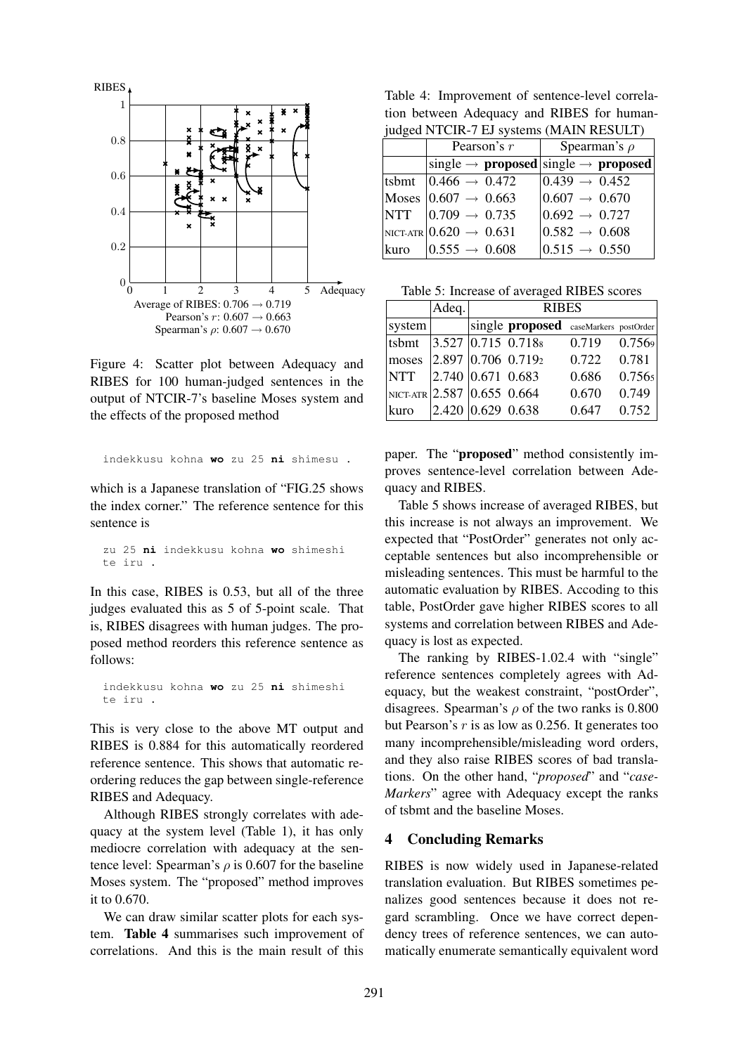Figure 4: Scatter plot between Adequacy and RIBES for 100 human-judged sentences in the output of NTCIR-7's baseline Moses system and the effects of the proposed method

Average of RIBES: 0.706 → 0.719
Pearson's $r$: 0.607 → 0.663
Spearman's $\rho$: 0.607 → 0.670

```
indekkusu kohna wo zu 25 ni shimesu .
```

which is a Japanese translation of "FIG.25 shows the index corner." The reference sentence for this sentence is

```
zu 25 ni indekkusu kohna wo shimeshi
te iru .
```

In this case, RIBES is 0.53, but all of the three judges evaluated this as 5 of 5-point scale. That is, RIBES disagrees with human judges. The proposed method reorders this reference sentence as follows:

```
indekkusu kohna wo zu 25 ni shimeshi
te iru .
```

This is very close to the above MT output and RIBES is 0.884 for this automatically reordered reference sentence. This shows that automatic reordering reduces the gap between single-reference RIBES and Adequacy.

Although RIBES strongly correlates with adequacy at the system level (Table 1), it has only mediocre correlation with adequacy at the sentence level: Spearman's $\rho$ is 0.607 for the baseline Moses system. The "proposed" method improves it to 0.670.

We can draw similar scatter plots for each system. **Table 4** summarises such improvement of correlations. And this is the main result of this paper. The "**proposed**" method consistently improves sentence-level correlation between Adequacy and RIBES.

Table 4: Improvement of sentence-level correlation between Adequacy and RIBES for human-judged NTCIR-7 EJ systems (MAIN RESULT)

| | Pearson's $r$ | Spearman's $\rho$ |
|---|---|---|
| | single → **proposed** | single → **proposed** |
| tsbmt | 0.466 → 0.472 | 0.439 → 0.452 |
| Moses | 0.607 → 0.663 | 0.607 → 0.670 |
| NTT | 0.709 → 0.735 | 0.692 → 0.727 |
| NICT-ATR | 0.620 → 0.631 | 0.582 → 0.608 |
| kuro | 0.555 → 0.608 | 0.515 → 0.550 |

Table 5: Increase of averaged RIBES scores

| | Adeq. | RIBES | | | |
|---|---|---|---|---|---|
| system | | single | **proposed** | caseMarkers | postOrder |
| tsbmt | 3.527 | 0.715 | 0.718[8] | 0.719 | 0.756[9] |
| moses | 2.897 | 0.706 | 0.719[2] | 0.722 | 0.781 |
| NTT | 2.740 | 0.671 | 0.683 | 0.686 | 0.756[5] |
| NICT-ATR | 2.587 | 0.655 | 0.664 | 0.670 | 0.749 |
| kuro | 2.420 | 0.629 | 0.638 | 0.647 | 0.752 |

Table 5 shows increase of averaged RIBES, but this increase is not always an improvement. We expected that "PostOrder" generates not only acceptable sentences but also incomprehensible or misleading sentences. This must be harmful to the automatic evaluation by RIBES. Accoding to this table, PostOrder gave higher RIBES scores to all systems and correlation between RIBES and Adequacy is lost as expected.

The ranking by RIBES-1.02.4 with "single" reference sentences completely agrees with Adequacy, but the weakest constraint, "postOrder", disagrees. Spearman's $\rho$ of the two ranks is 0.800 but Pearson's $r$ is as low as 0.256. It generates too many incomprehensible/misleading word orders, and they also raise RIBES scores of bad translations. On the other hand, "*proposed*" and "*caseMarkers*" agree with Adequacy except the ranks of tsbmt and the baseline Moses.

## 4 Concluding Remarks

RIBES is now widely used in Japanese-related translation evaluation. But RIBES sometimes penalizes good sentences because it does not regard scrambling. Once we have correct dependency trees of reference sentences, we can automatically enumerate semantically equivalent word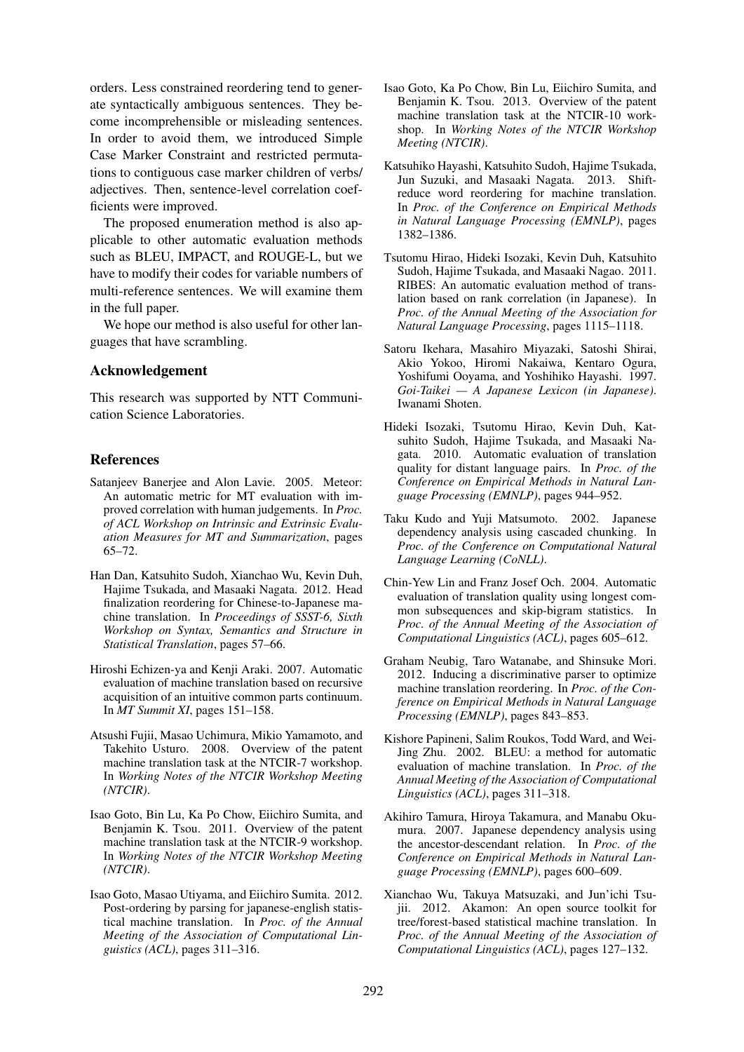orders. Less constrained reordering tend to generate syntactically ambiguous sentences. They become incomprehensible or misleading sentences. In order to avoid them, we introduced Simple Case Marker Constraint and restricted permutations to contiguous case marker children of verbs/ adjectives. Then, sentence-level correlation coefficients were improved.

The proposed enumeration method is also applicable to other automatic evaluation methods such as BLEU, IMPACT, and ROUGE-L, but we have to modify their codes for variable numbers of multi-reference sentences. We will examine them in the full paper.

We hope our method is also useful for other languages that have scrambling.

## Acknowledgement

This research was supported by NTT Communication Science Laboratories.

## References

Satanjeev Banerjee and Alon Lavie. 2005. Meteor: An automatic metric for MT evaluation with improved correlation with human judgements. In *Proc. of ACL Workshop on Intrinsic and Extrinsic Evaluation Measures for MT and Summarization*, pages 65–72.

Han Dan, Katsuhito Sudoh, Xianchao Wu, Kevin Duh, Hajime Tsukada, and Masaaki Nagata. 2012. Head finalization reordering for Chinese-to-Japanese machine translation. In *Proceedings of SSST-6, Sixth Workshop on Syntax, Semantics and Structure in Statistical Translation*, pages 57–66.

Hiroshi Echizen-ya and Kenji Araki. 2007. Automatic evaluation of machine translation based on recursive acquisition of an intuitive common parts continuum. In *MT Summit XI*, pages 151–158.

Atsushi Fujii, Masao Uchimura, Mikio Yamamoto, and Takehito Usturo. 2008. Overview of the patent machine translation task at the NTCIR-7 workshop. In *Working Notes of the NTCIR Workshop Meeting (NTCIR)*.

Isao Goto, Bin Lu, Ka Po Chow, Eiichiro Sumita, and Benjamin K. Tsou. 2011. Overview of the patent machine translation task at the NTCIR-9 workshop. In *Working Notes of the NTCIR Workshop Meeting (NTCIR)*.

Isao Goto, Masao Utiyama, and Eiichiro Sumita. 2012. Post-ordering by parsing for japanese-english statistical machine translation. In *Proc. of the Annual Meeting of the Association of Computational Linguistics (ACL)*, pages 311–316.

Isao Goto, Ka Po Chow, Bin Lu, Eiichiro Sumita, and Benjamin K. Tsou. 2013. Overview of the patent machine translation task at the NTCIR-10 workshop. In *Working Notes of the NTCIR Workshop Meeting (NTCIR)*.

Katsuhiko Hayashi, Katsuhito Sudoh, Hajime Tsukada, Jun Suzuki, and Masaaki Nagata. 2013. Shift-reduce word reordering for machine translation. In *Proc. of the Conference on Empirical Methods in Natural Language Processing (EMNLP)*, pages 1382–1386.

Tsutomu Hirao, Hideki Isozaki, Kevin Duh, Katsuhito Sudoh, Hajime Tsukada, and Masaaki Nagao. 2011. RIBES: An automatic evaluation method of translation based on rank correlation (in Japanese). In *Proc. of the Annual Meeting of the Association for Natural Language Processing*, pages 1115–1118.

Satoru Ikehara, Masahiro Miyazaki, Satoshi Shirai, Akio Yokoo, Hiromi Nakaiwa, Kentaro Ogura, Yoshifumi Ooyama, and Yoshihiko Hayashi. 1997. *Goi-Taikei — A Japanese Lexicon (in Japanese)*. Iwanami Shoten.

Hideki Isozaki, Tsutomu Hirao, Kevin Duh, Katsuhito Sudoh, Hajime Tsukada, and Masaaki Nagata. 2010. Automatic evaluation of translation quality for distant language pairs. In *Proc. of the Conference on Empirical Methods in Natural Language Processing (EMNLP)*, pages 944–952.

Taku Kudo and Yuji Matsumoto. 2002. Japanese dependency analysis using cascaded chunking. In *Proc. of the Conference on Computational Natural Language Learning (CoNLL)*.

Chin-Yew Lin and Franz Josef Och. 2004. Automatic evaluation of translation quality using longest common subsequences and skip-bigram statistics. In *Proc. of the Annual Meeting of the Association of Computational Linguistics (ACL)*, pages 605–612.

Graham Neubig, Taro Watanabe, and Shinsuke Mori. 2012. Inducing a discriminative parser to optimize machine translation reordering. In *Proc. of the Conference on Empirical Methods in Natural Language Processing (EMNLP)*, pages 843–853.

Kishore Papineni, Salim Roukos, Todd Ward, and Wei-Jing Zhu. 2002. BLEU: a method for automatic evaluation of machine translation. In *Proc. of the Annual Meeting of the Association of Computational Linguistics (ACL)*, pages 311–318.

Akihiro Tamura, Hiroya Takamura, and Manabu Okumura. 2007. Japanese dependency analysis using the ancestor-descendant relation. In *Proc. of the Conference on Empirical Methods in Natural Language Processing (EMNLP)*, pages 600–609.

Xianchao Wu, Takuya Matsuzaki, and Jun'ichi Tsujii. 2012. Akamon: An open source toolkit for tree/forest-based statistical machine translation. In *Proc. of the Annual Meeting of the Association of Computational Linguistics (ACL)*, pages 127–132.